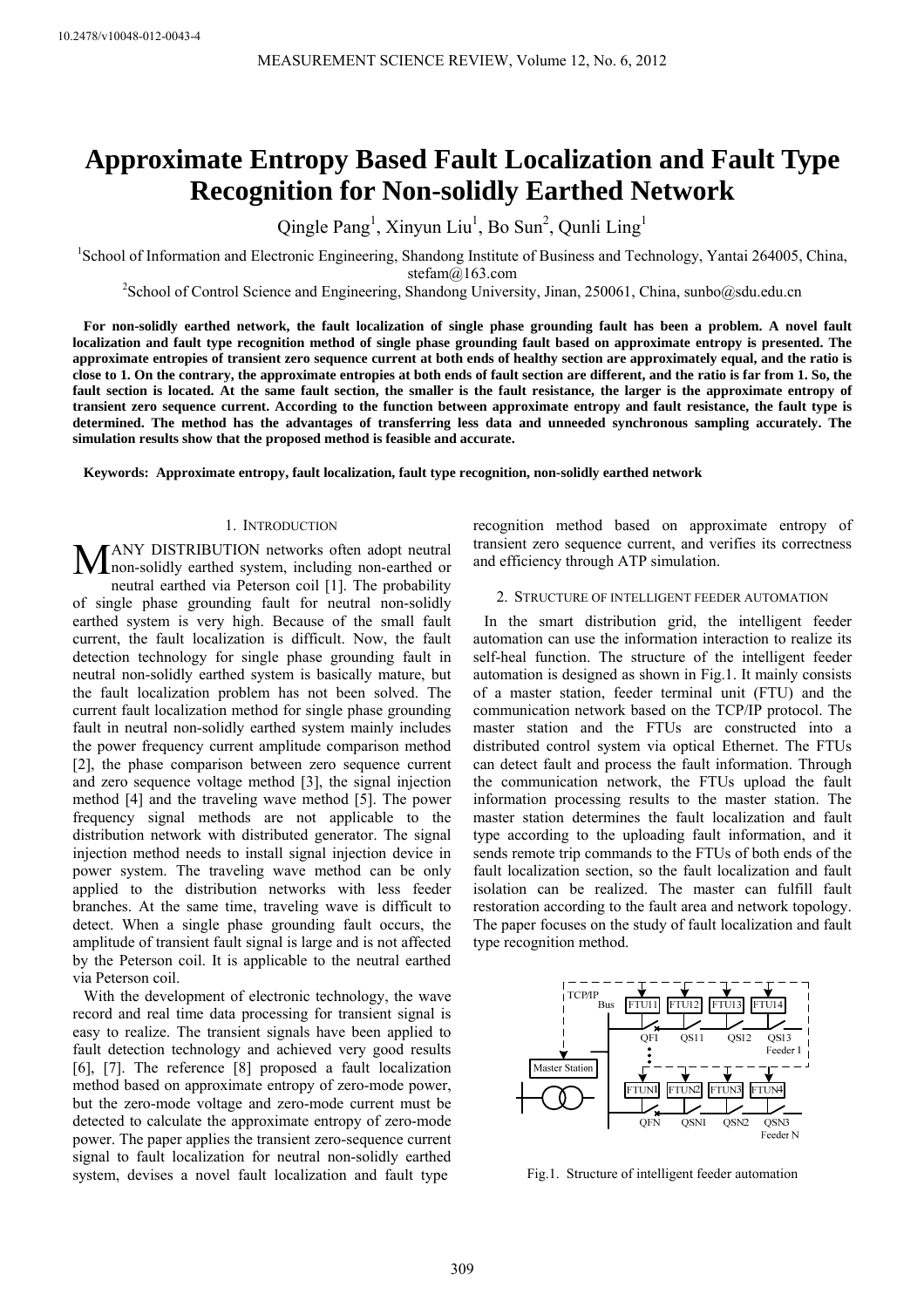10.2478/v10048-012-0043-4

# Approximate Entropy Based Fault Localization and Fault Type Recognition for Non-solidly Earthed Network

Qingle Pang[1], Xinyun Liu[1], Bo Sun[2], Qunli Ling[1]

[1]School of Information and Electronic Engineering, Shandong Institute of Business and Technology, Yantai 264005, China, stefam@163.com

[2]School of Control Science and Engineering, Shandong University, Jinan, 250061, China, sunbo@sdu.edu.cn

**For non-solidly earthed network, the fault localization of single phase grounding fault has been a problem. A novel fault localization and fault type recognition method of single phase grounding fault based on approximate entropy is presented. The approximate entropies of transient zero sequence current at both ends of healthy section are approximately equal, and the ratio is close to 1. On the contrary, the approximate entropies at both ends of fault section are different, and the ratio is far from 1. So, the fault section is located. At the same fault section, the smaller is the fault resistance, the larger is the approximate entropy of transient zero sequence current. According to the function between approximate entropy and fault resistance, the fault type is determined. The method has the advantages of transferring less data and unneeded synchronous sampling accurately. The simulation results show that the proposed method is feasible and accurate.**

**Keywords: Approximate entropy, fault localization, fault type recognition, non-solidly earthed network**

## 1. Introduction

MANY DISTRIBUTION networks often adopt neutral non-solidly earthed system, including non-earthed or neutral earthed via Peterson coil [1]. The probability of single phase grounding fault for neutral non-solidly earthed system is very high. Because of the small fault current, the fault localization is difficult. Now, the fault detection technology for single phase grounding fault in neutral non-solidly earthed system is basically mature, but the fault localization problem has not been solved. The current fault localization method for single phase grounding fault in neutral non-solidly earthed system mainly includes the power frequency current amplitude comparison method [2], the phase comparison between zero sequence current and zero sequence voltage method [3], the signal injection method [4] and the traveling wave method [5]. The power frequency signal methods are not applicable to the distribution network with distributed generator. The signal injection method needs to install signal injection device in power system. The traveling wave method can be only applied to the distribution networks with less feeder branches. At the same time, traveling wave is difficult to detect. When a single phase grounding fault occurs, the amplitude of transient fault signal is large and is not affected by the Peterson coil. It is applicable to the neutral earthed via Peterson coil.

With the development of electronic technology, the wave record and real time data processing for transient signal is easy to realize. The transient signals have been applied to fault detection technology and achieved very good results [6], [7]. The reference [8] proposed a fault localization method based on approximate entropy of zero-mode power, but the zero-mode voltage and zero-mode current must be detected to calculate the approximate entropy of zero-mode power. The paper applies the transient zero-sequence current signal to fault localization for neutral non-solidly earthed system, devises a novel fault localization and fault type recognition method based on approximate entropy of transient zero sequence current, and verifies its correctness and efficiency through ATP simulation.

## 2. Structure of intelligent feeder automation

In the smart distribution grid, the intelligent feeder automation can use the information interaction to realize its self-heal function. The structure of the intelligent feeder automation is designed as shown in Fig.1. It mainly consists of a master station, feeder terminal unit (FTU) and the communication network based on the TCP/IP protocol. The master station and the FTUs are constructed into a distributed control system via optical Ethernet. The FTUs can detect fault and process the fault information. Through the communication network, the FTUs upload the fault information processing results to the master station. The master station determines the fault localization and fault type according to the uploading fault information, and it sends remote trip commands to the FTUs of both ends of the fault localization section, so the fault localization and fault isolation can be realized. The master can fulfill fault restoration according to the fault area and network topology. The paper focuses on the study of fault localization and fault type recognition method.

Fig.1. Structure of intelligent feeder automation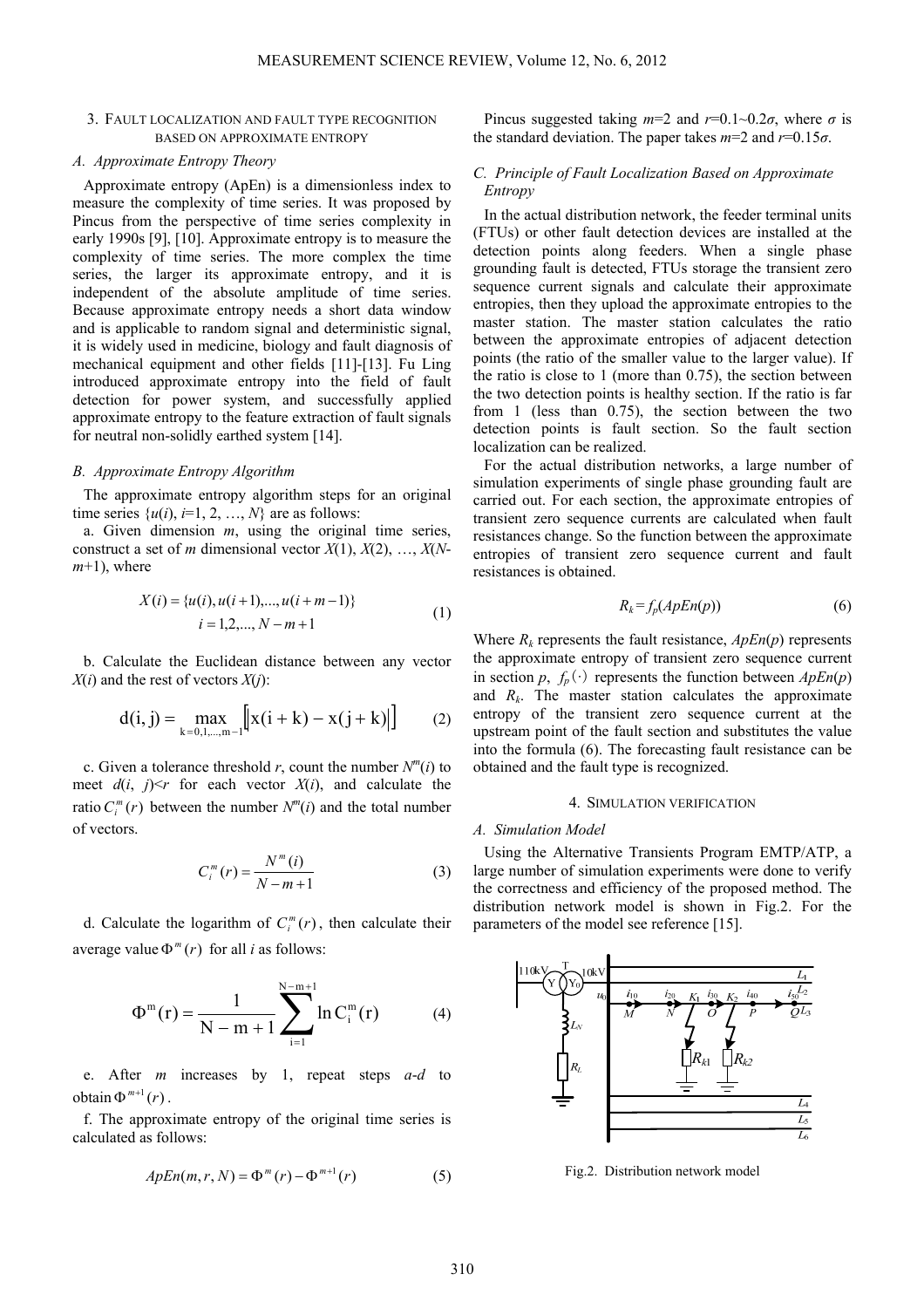## 3. Fault localization and fault type recognition based on approximate entropy

### A. Approximate Entropy Theory

Approximate entropy (ApEn) is a dimensionless index to measure the complexity of time series. It was proposed by Pincus from the perspective of time series complexity in early 1990s [9], [10]. Approximate entropy is to measure the complexity of time series. The more complex the time series, the larger its approximate entropy, and it is independent of the absolute amplitude of time series. Because approximate entropy needs a short data window and is applicable to random signal and deterministic signal, it is widely used in medicine, biology and fault diagnosis of mechanical equipment and other fields [11]-[13]. Fu Ling introduced approximate entropy into the field of fault detection for power system, and successfully applied approximate entropy to the feature extraction of fault signals for neutral non-solidly earthed system [14].

### B. Approximate Entropy Algorithm

The approximate entropy algorithm steps for an original time series $\{u(i), i=1, 2, \ldots, N\}$ are as follows:

a. Given dimension $m$, using the original time series, construct a set of $m$ dimensional vector $X(1), X(2), \ldots, X(N-m+1)$, where

$$X(i) = \{u(i), u(i+1), ..., u(i+m-1)\} \qquad i = 1,2,..., N-m+1 \tag{1}$$

b. Calculate the Euclidean distance between any vector $X(i)$ and the rest of vectors $X(j)$:

$$\mathrm{d(i,j)} = \max_{k=0,1,...,m-1}\left[\left|\mathrm{x(i+k)} - \mathrm{x(j+k)}\right|\right] \tag{2}$$

c. Given a tolerance threshold $r$, count the number $N^m(i)$ to meet $d(i, j)<r$ for each vector $X(i)$, and calculate the ratio $C_i^m(r)$ between the number $N^m(i)$ and the total number of vectors.

$$C_i^m(r) = \frac{N^m(i)}{N-m+1} \tag{3}$$

d. Calculate the logarithm of $C_i^m(r)$, then calculate their average value $\Phi^m(r)$ for all $i$ as follows:

$$\Phi^m(r) = \frac{1}{N-m+1}\sum_{i=1}^{N-m+1}\ln C_i^m(r) \tag{4}$$

e. After $m$ increases by 1, repeat steps *a-d* to obtain $\Phi^{m+1}(r)$.

f. The approximate entropy of the original time series is calculated as follows:

$$ApEn(m, r, N) = \Phi^m(r) - \Phi^{m+1}(r) \tag{5}$$

Pincus suggested taking $m$=2 and $r$=0.1~0.2$\sigma$, where $\sigma$ is the standard deviation. The paper takes $m$=2 and $r$=0.15$\sigma$.

### C. Principle of Fault Localization Based on Approximate Entropy

In the actual distribution network, the feeder terminal units (FTUs) or other fault detection devices are installed at the detection points along feeders. When a single phase grounding fault is detected, FTUs storage the transient zero sequence current signals and calculate their approximate entropies, then they upload the approximate entropies to the master station. The master station calculates the ratio between the approximate entropies of adjacent detection points (the ratio of the smaller value to the larger value). If the ratio is close to 1 (more than 0.75), the section between the two detection points is healthy section. If the ratio is far from 1 (less than 0.75), the section between the two detection points is fault section. So the fault section localization can be realized.

For the actual distribution networks, a large number of simulation experiments of single phase grounding fault are carried out. For each section, the approximate entropies of transient zero sequence currents are calculated when fault resistances change. So the function between the approximate entropies of transient zero sequence current and fault resistances is obtained.

$$R_k = f_p(ApEn(p)) \tag{6}$$

Where $R_k$ represents the fault resistance, $ApEn(p)$ represents the approximate entropy of transient zero sequence current in section $p$, $f_p(\cdot)$ represents the function between $ApEn(p)$ and $R_k$. The master station calculates the approximate entropy of the transient zero sequence current at the upstream point of the fault section and substitutes the value into the formula (6). The forecasting fault resistance can be obtained and the fault type is recognized.

## 4. Simulation verification

### A. Simulation Model

Using the Alternative Transients Program EMTP/ATP, a large number of simulation experiments were done to verify the correctness and efficiency of the proposed method. The distribution network model is shown in Fig.2. For the parameters of the model see reference [15].

Fig.2. Distribution network model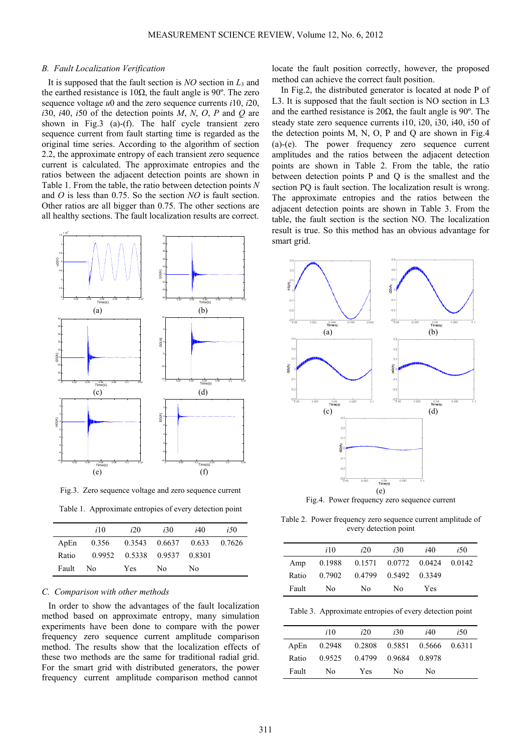### B. Fault Localization Verification

It is supposed that the fault section is *NO* section in $L_3$ and the earthed resistance is 10Ω, the fault angle is 90º. The zero sequence voltage $u0$ and the zero sequence currents $i10$, $i20$, $i30$, $i40$, $i50$ of the detection points *M*, *N*, *O*, *P* and *Q* are shown in Fig.3 (a)-(f). The half cycle transient zero sequence current from fault starting time is regarded as the original time series. According to the algorithm of section 2.2, the approximate entropy of each transient zero sequence current is calculated. The approximate entropies and the ratios between the adjacent detection points are shown in Table 1. From the table, the ratio between detection points *N* and *O* is less than 0.75. So the section *NO* is fault section. Other ratios are all bigger than 0.75. The other sections are all healthy sections. The fault localization results are correct.

Fig.3. Zero sequence voltage and zero sequence current

Table 1. Approximate entropies of every detection point

| | $i10$ | $i20$ | $i30$ | $i40$ | $i50$ |
|---|---|---|---|---|---|
| ApEn | 0.356 | 0.3543 | 0.6637 | 0.633 | 0.7626 |
| Ratio | 0.9952 | 0.5338 | 0.9537 | 0.8301 | |
| Fault | No | Yes | No | No | |

### C. Comparison with other methods

In order to show the advantages of the fault localization method based on approximate entropy, many simulation experiments have been done to compare with the power frequency zero sequence current amplitude comparison method. The results show that the localization effects of these two methods are the same for traditional radial grid. For the smart grid with distributed generators, the power frequency current amplitude comparison method cannot locate the fault position correctly, however, the proposed method can achieve the correct fault position.

In Fig.2, the distributed generator is located at node P of L3. It is supposed that the fault section is NO section in L3 and the earthed resistance is 20Ω, the fault angle is 90º. The steady state zero sequence currents i10, i20, i30, i40, i50 of the detection points M, N, O, P and Q are shown in Fig.4 (a)-(e). The power frequency zero sequence current amplitudes and the ratios between the adjacent detection points are shown in Table 2. From the table, the ratio between detection points P and Q is the smallest and the section PQ is fault section. The localization result is wrong. The approximate entropies and the ratios between the adjacent detection points are shown in Table 3. From the table, the fault section is the section NO. The localization result is true. So this method has an obvious advantage for smart grid.

Fig.4. Power frequency zero sequence current

Table 2. Power frequency zero sequence current amplitude of every detection point

| | $i10$ | $i20$ | $i30$ | $i40$ | $i50$ |
|---|---|---|---|---|---|
| Amp | 0.1988 | 0.1571 | 0.0772 | 0.0424 | 0.0142 |
| Ratio | 0.7902 | 0.4799 | 0.5492 | 0.3349 | |
| Fault | No | No | No | Yes | |

Table 3. Approximate entropies of every detection point

| | $i10$ | $i20$ | $i30$ | $i40$ | $i50$ |
|---|---|---|---|---|---|
| ApEn | 0.2948 | 0.2808 | 0.5851 | 0.5666 | 0.6311 |
| Ratio | 0.9525 | 0.4799 | 0.9684 | 0.8978 | |
| Fault | No | Yes | No | No | |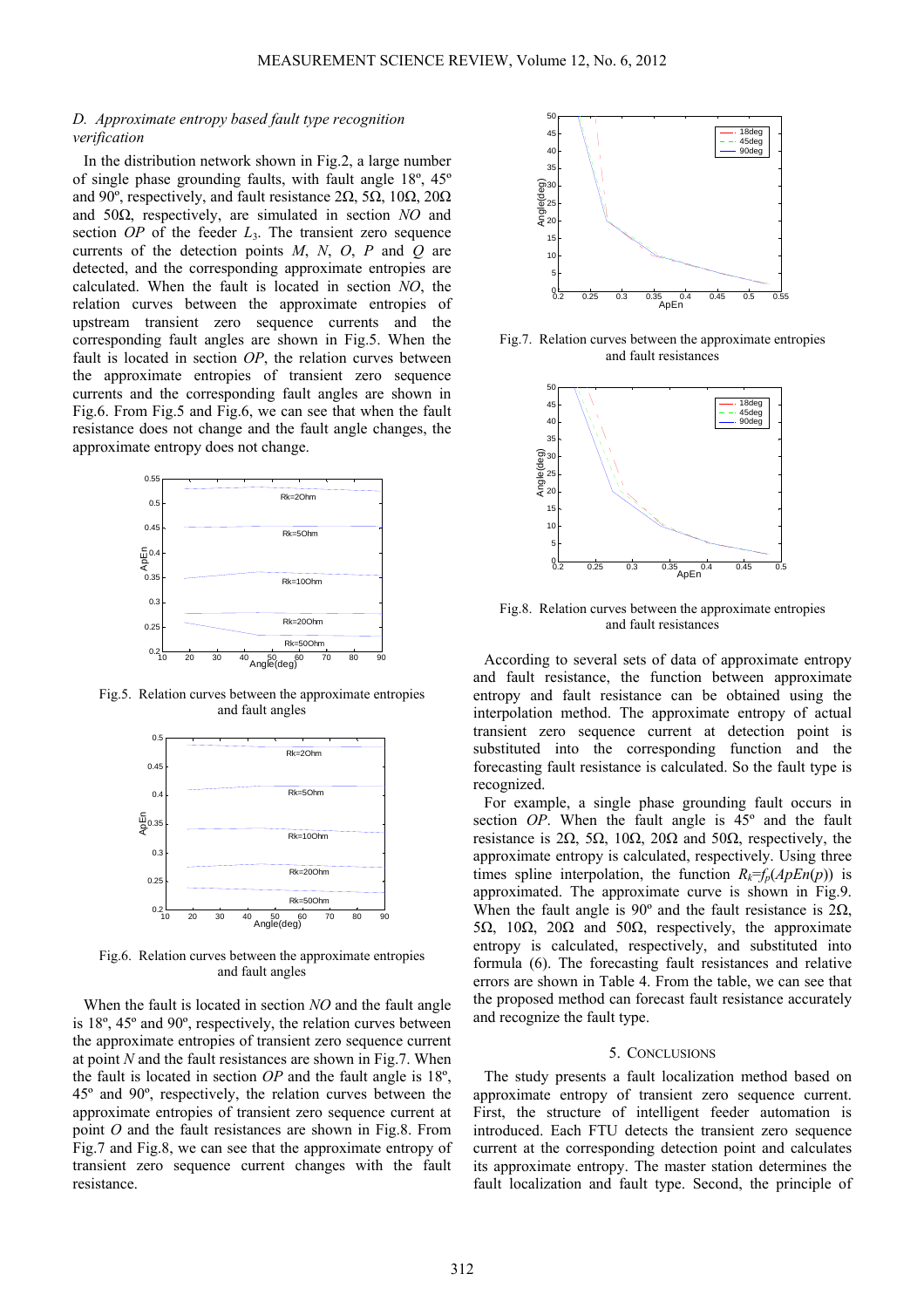### D. Approximate entropy based fault type recognition verification

In the distribution network shown in Fig.2, a large number of single phase grounding faults, with fault angle 18º, 45º and 90º, respectively, and fault resistance 2Ω, 5Ω, 10Ω, 20Ω and 50Ω, respectively, are simulated in section *NO* and section *OP* of the feeder $L_3$. The transient zero sequence currents of the detection points *M*, *N*, *O*, *P* and *Q* are detected, and the corresponding approximate entropies are calculated. When the fault is located in section *NO*, the relation curves between the approximate entropies of upstream transient zero sequence currents and the corresponding fault angles are shown in Fig.5. When the fault is located in section *OP*, the relation curves between the approximate entropies of transient zero sequence currents and the corresponding fault angles are shown in Fig.6. From Fig.5 and Fig.6, we can see that when the fault resistance does not change and the fault angle changes, the approximate entropy does not change.

Fig.5. Relation curves between the approximate entropies and fault angles

Fig.6. Relation curves between the approximate entropies and fault angles

When the fault is located in section *NO* and the fault angle is 18º, 45º and 90º, respectively, the relation curves between the approximate entropies of transient zero sequence current at point *N* and the fault resistances are shown in Fig.7. When the fault is located in section *OP* and the fault angle is 18º, 45º and 90º, respectively, the relation curves between the approximate entropies of transient zero sequence current at point *O* and the fault resistances are shown in Fig.8. From Fig.7 and Fig.8, we can see that the approximate entropy of transient zero sequence current changes with the fault resistance.

Fig.7. Relation curves between the approximate entropies and fault resistances

Fig.8. Relation curves between the approximate entropies and fault resistances

According to several sets of data of approximate entropy and fault resistance, the function between approximate entropy and fault resistance can be obtained using the interpolation method. The approximate entropy of actual transient zero sequence current at detection point is substituted into the corresponding function and the forecasting fault resistance is calculated. So the fault type is recognized.

For example, a single phase grounding fault occurs in section *OP*. When the fault angle is 45º and the fault resistance is 2Ω, 5Ω, 10Ω, 20Ω and 50Ω, respectively, the approximate entropy is calculated, respectively. Using three times spline interpolation, the function $R_k=f_p(ApEn(p))$ is approximated. The approximate curve is shown in Fig.9. When the fault angle is 90º and the fault resistance is 2Ω, 5Ω, 10Ω, 20Ω and 50Ω, respectively, the approximate entropy is calculated, respectively, and substituted into formula (6). The forecasting fault resistances and relative errors are shown in Table 4. From the table, we can see that the proposed method can forecast fault resistance accurately and recognize the fault type.

## 5. Conclusions

The study presents a fault localization method based on approximate entropy of transient zero sequence current. First, the structure of intelligent feeder automation is introduced. Each FTU detects the transient zero sequence current at the corresponding detection point and calculates its approximate entropy. The master station determines the fault localization and fault type. Second, the principle of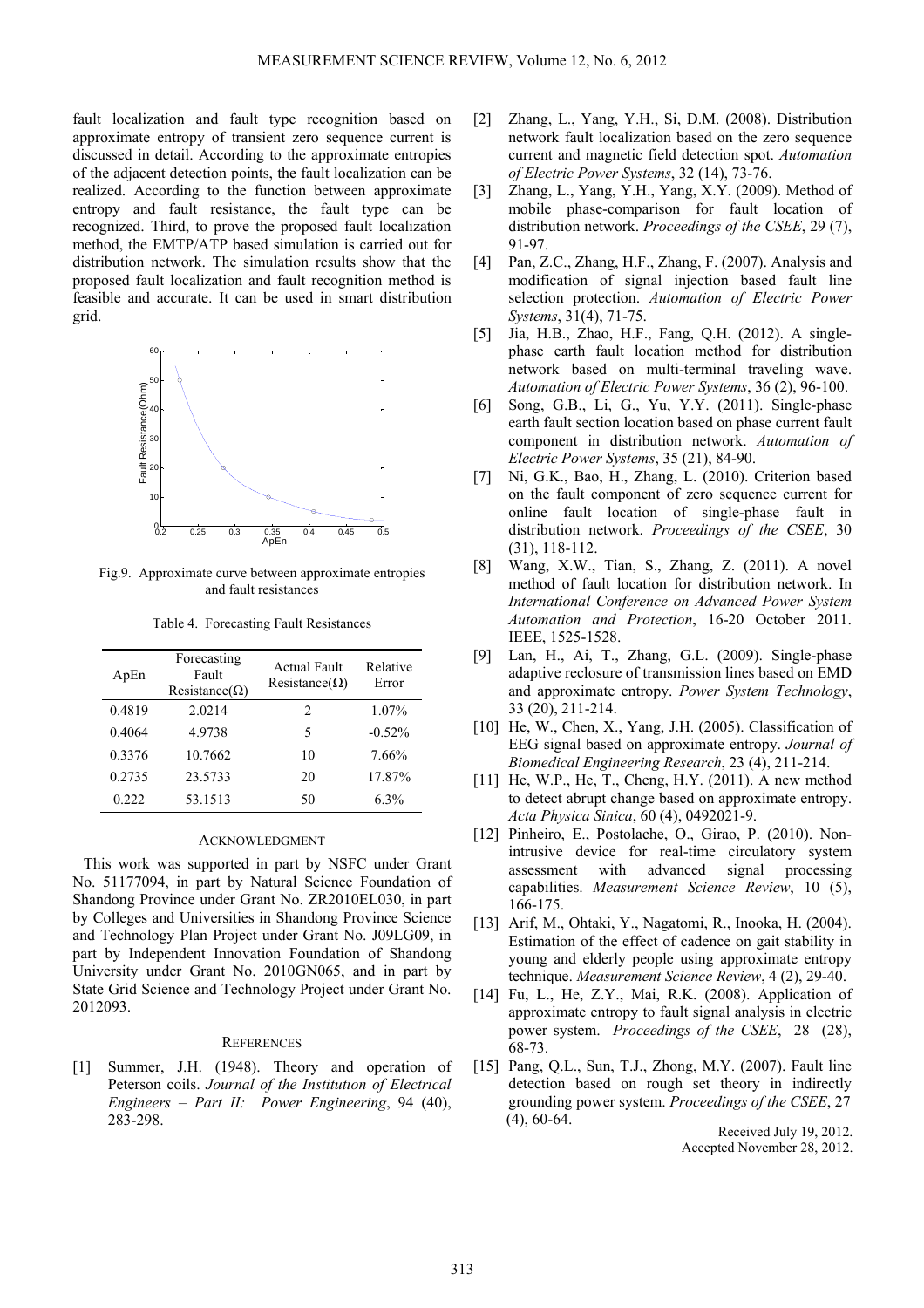fault localization and fault type recognition based on approximate entropy of transient zero sequence current is discussed in detail. According to the approximate entropies of the adjacent detection points, the fault localization can be realized. According to the function between approximate entropy and fault resistance, the fault type can be recognized. Third, to prove the proposed fault localization method, the EMTP/ATP based simulation is carried out for distribution network. The simulation results show that the proposed fault localization and fault recognition method is feasible and accurate. It can be used in smart distribution grid.

Fault Resistance(Ohm)
60
50
40
30
20
10
0
0.2 0.25 0.3 0.35 0.4 0.45 0.5
ApEn

Fig.9. Approximate curve between approximate entropies and fault resistances

Table 4. Forecasting Fault Resistances

| ApEn | Forecasting Fault Resistance(Ω) | Actual Fault Resistance(Ω) | Relative Error |
|---|---|---|---|
| 0.4819 | 2.0214 | 2 | 1.07% |
| 0.4064 | 4.9738 | 5 | -0.52% |
| 0.3376 | 10.7662 | 10 | 7.66% |
| 0.2735 | 23.5733 | 20 | 17.87% |
| 0.222 | 53.1513 | 50 | 6.3% |

## ACKNOWLEDGMENT

This work was supported in part by NSFC under Grant No. 51177094, in part by Natural Science Foundation of Shandong Province under Grant No. ZR2010EL030, in part by Colleges and Universities in Shandong Province Science and Technology Plan Project under Grant No. J09LG09, in part by Independent Innovation Foundation of Shandong University under Grant No. 2010GN065, and in part by State Grid Science and Technology Project under Grant No. 2012093.

## REFERENCES

[1] Summer, J.H. (1948). Theory and operation of Peterson coils. *Journal of the Institution of Electrical Engineers – Part II: Power Engineering*, 94 (40), 283-298.

[2] Zhang, L., Yang, Y.H., Si, D.M. (2008). Distribution network fault localization based on the zero sequence current and magnetic field detection spot. *Automation of Electric Power Systems*, 32 (14), 73-76.

[3] Zhang, L., Yang, Y.H., Yang, X.Y. (2009). Method of mobile phase-comparison for fault location of distribution network. *Proceedings of the CSEE*, 29 (7), 91-97.

[4] Pan, Z.C., Zhang, H.F., Zhang, F. (2007). Analysis and modification of signal injection based fault line selection protection. *Automation of Electric Power Systems*, 31(4), 71-75.

[5] Jia, H.B., Zhao, H.F., Fang, Q.H. (2012). A single-phase earth fault location method for distribution network based on multi-terminal traveling wave. *Automation of Electric Power Systems*, 36 (2), 96-100.

[6] Song, G.B., Li, G., Yu, Y.Y. (2011). Single-phase earth fault section location based on phase current fault component in distribution network. *Automation of Electric Power Systems*, 35 (21), 84-90.

[7] Ni, G.K., Bao, H., Zhang, L. (2010). Criterion based on the fault component of zero sequence current for online fault location of single-phase fault in distribution network. *Proceedings of the CSEE*, 30 (31), 118-112.

[8] Wang, X.W., Tian, S., Zhang, Z. (2011). A novel method of fault location for distribution network. In *International Conference on Advanced Power System Automation and Protection*, 16-20 October 2011. IEEE, 1525-1528.

[9] Lan, H., Ai, T., Zhang, G.L. (2009). Single-phase adaptive reclosure of transmission lines based on EMD and approximate entropy. *Power System Technology*, 33 (20), 211-214.

[10] He, W., Chen, X., Yang, J.H. (2005). Classification of EEG signal based on approximate entropy. *Journal of Biomedical Engineering Research*, 23 (4), 211-214.

[11] He, W.P., He, T., Cheng, H.Y. (2011). A new method to detect abrupt change based on approximate entropy. *Acta Physica Sinica*, 60 (4), 0492021-9.

[12] Pinheiro, E., Postolache, O., Girao, P. (2010). Non-intrusive device for real-time circulatory system assessment with advanced signal processing capabilities. *Measurement Science Review*, 10 (5), 166-175.

[13] Arif, M., Ohtaki, Y., Nagatomi, R., Inooka, H. (2004). Estimation of the effect of cadence on gait stability in young and elderly people using approximate entropy technique. *Measurement Science Review*, 4 (2), 29-40.

[14] Fu, L., He, Z.Y., Mai, R.K. (2008). Application of approximate entropy to fault signal analysis in electric power system. *Proceedings of the CSEE*, 28 (28), 68-73.

[15] Pang, Q.L., Sun, T.J., Zhong, M.Y. (2007). Fault line detection based on rough set theory in indirectly grounding power system. *Proceedings of the CSEE*, 27 (4), 60-64.

Received July 19, 2012.
Accepted November 28, 2012.